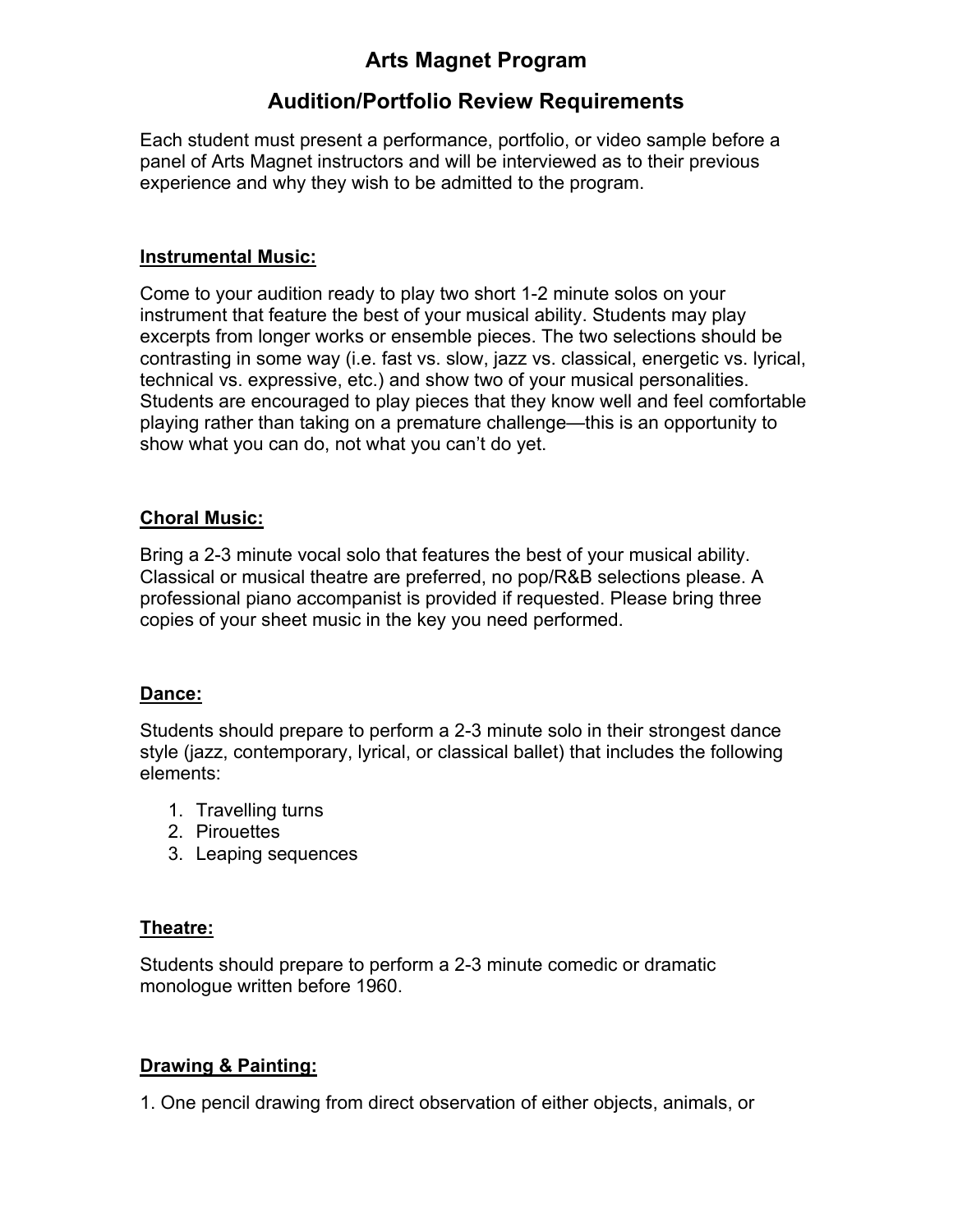# Arts Magnet Program

## Audition/Portfolio Review Requirements

Each student must present a performance, portfolio, or video sample before a panel of Arts Magnet instructors and will be interviewed as to their previous experience and why they wish to be admitted to the program.

### Instrumental Music:

Come to your audition ready to play two short 1-2 minute solos on your instrument that feature the best of your musical ability. Students may play excerpts from longer works or ensemble pieces. The two selections should be contrasting in some way (i.e. fast vs. slow, jazz vs. classical, energetic vs. lyrical, technical vs. expressive, etc.) and show two of your musical personalities. Students are encouraged to play pieces that they know well and feel comfortable playing rather than taking on a premature challenge—this is an opportunity to show what you can do, not what you can't do yet.

### Choral Music:

Bring a 2-3 minute vocal solo that features the best of your musical ability. Classical or musical theatre are preferred, no pop/R&B selections please. A professional piano accompanist is provided if requested. Please bring three copies of your sheet music in the key you need performed.

### Dance:

Students should prepare to perform a 2-3 minute solo in their strongest dance style (jazz, contemporary, lyrical, or classical ballet) that includes the following elements:

1. Travelling turns
2. Pirouettes
3. Leaping sequences

### Theatre:

Students should prepare to perform a 2-3 minute comedic or dramatic monologue written before 1960.

### Drawing & Painting:

1. One pencil drawing from direct observation of either objects, animals, or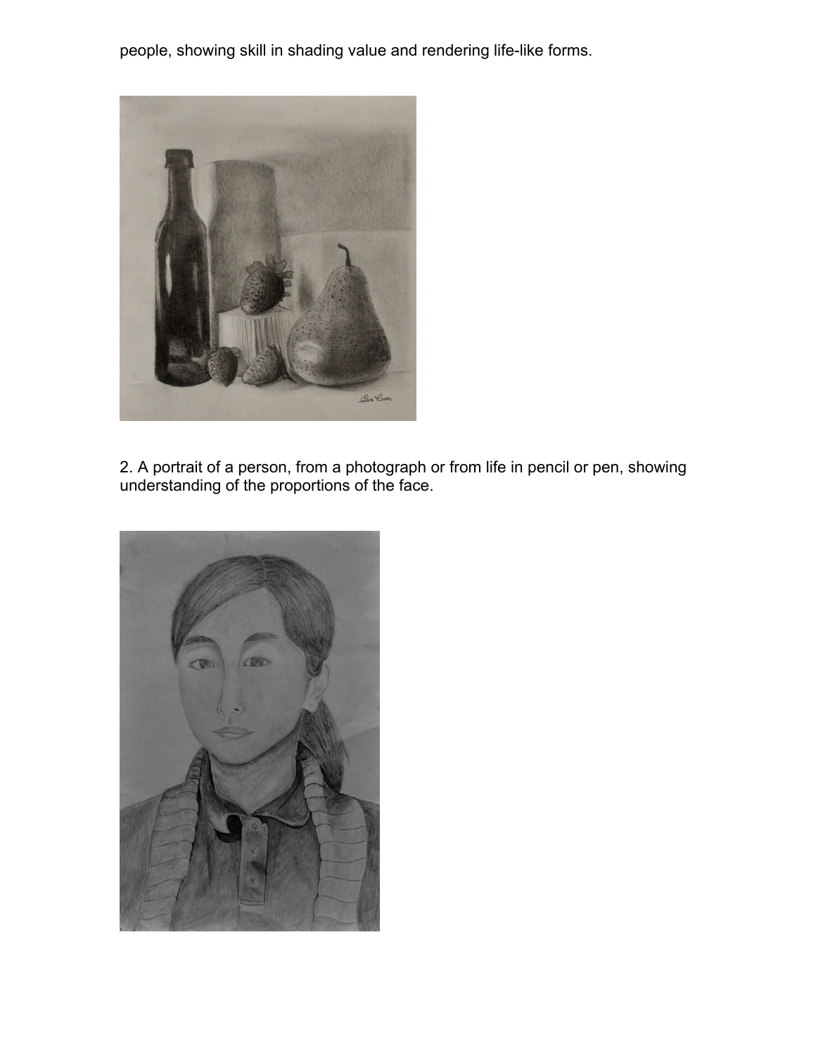people, showing skill in shading value and rendering life-like forms.

2. A portrait of a person, from a photograph or from life in pencil or pen, showing understanding of the proportions of the face.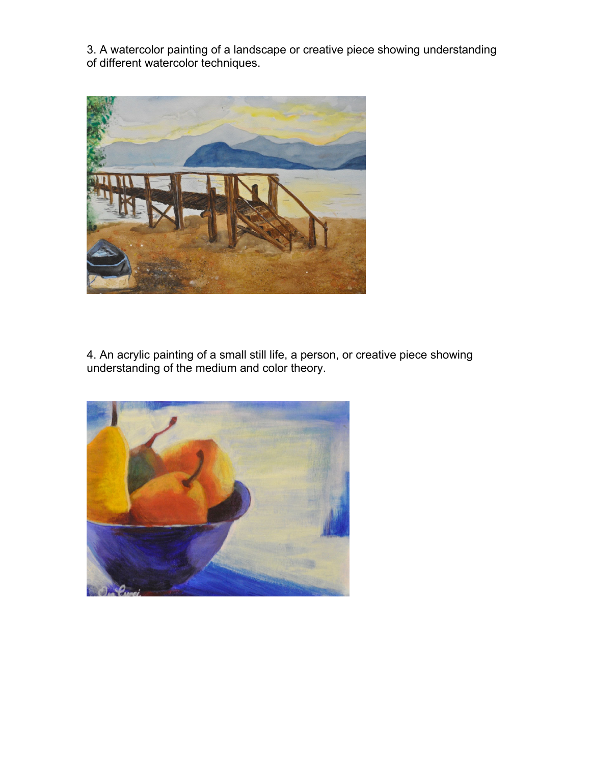3. A watercolor painting of a landscape or creative piece showing understanding of different watercolor techniques.

4. An acrylic painting of a small still life, a person, or creative piece showing understanding of the medium and color theory.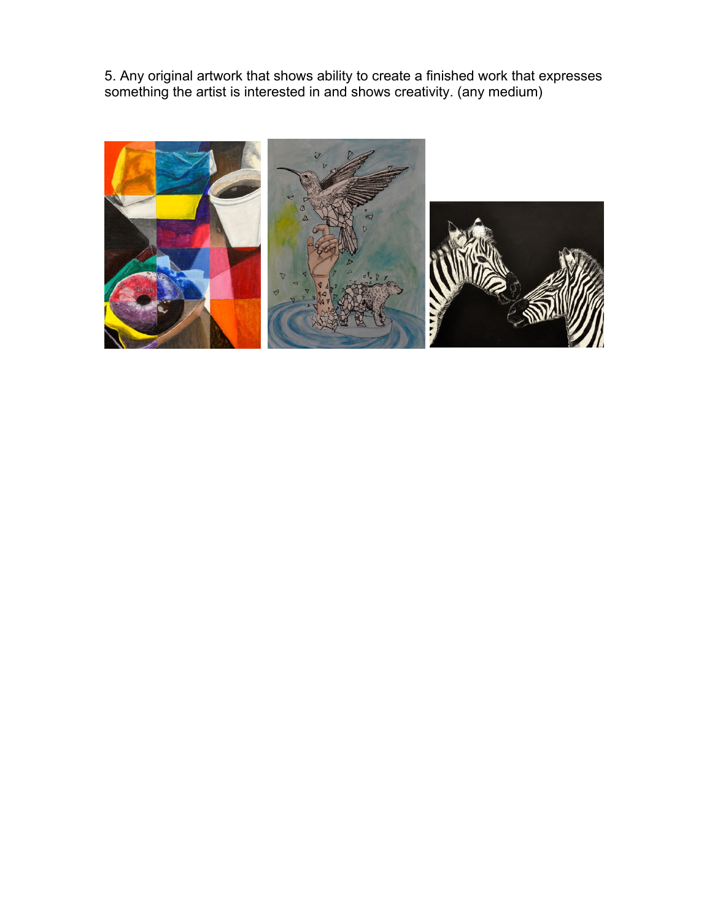5. Any original artwork that shows ability to create a finished work that expresses something the artist is interested in and shows creativity. (any medium)